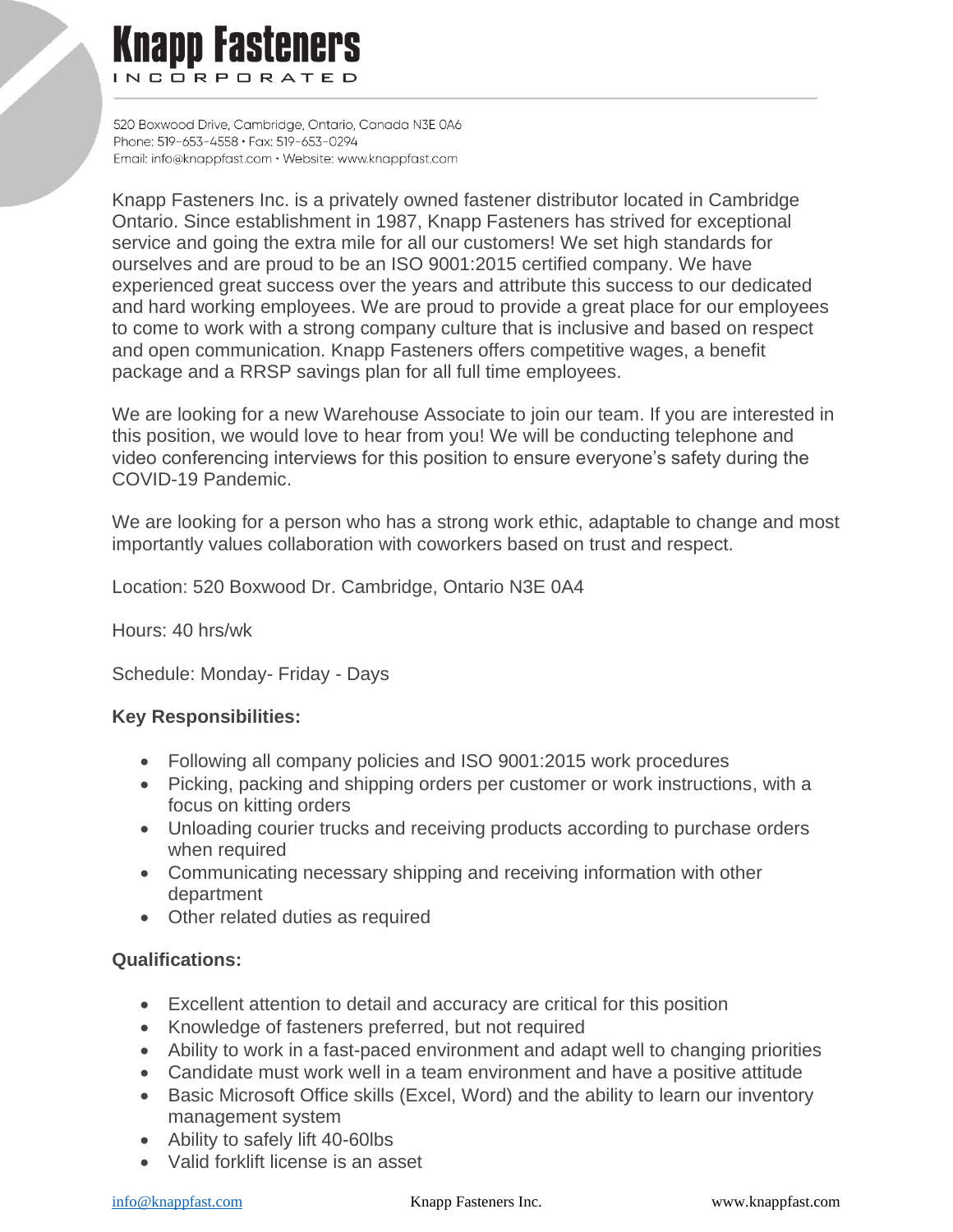# Knapp Fasteners

INCORPORATED

520 Boxwood Drive, Cambridge, Ontario, Canada N3E 0A6
Phone: 519-653-4558 • Fax: 519-653-0294
Email: info@knappfast.com • Website: www.knappfast.com

Knapp Fasteners Inc. is a privately owned fastener distributor located in Cambridge Ontario. Since establishment in 1987, Knapp Fasteners has strived for exceptional service and going the extra mile for all our customers! We set high standards for ourselves and are proud to be an ISO 9001:2015 certified company. We have experienced great success over the years and attribute this success to our dedicated and hard working employees. We are proud to provide a great place for our employees to come to work with a strong company culture that is inclusive and based on respect and open communication. Knapp Fasteners offers competitive wages, a benefit package and a RRSP savings plan for all full time employees.

We are looking for a new Warehouse Associate to join our team. If you are interested in this position, we would love to hear from you! We will be conducting telephone and video conferencing interviews for this position to ensure everyone's safety during the COVID-19 Pandemic.

We are looking for a person who has a strong work ethic, adaptable to change and most importantly values collaboration with coworkers based on trust and respect.

Location: 520 Boxwood Dr. Cambridge, Ontario N3E 0A4

Hours: 40 hrs/wk

Schedule: Monday- Friday - Days

**Key Responsibilities:**

- Following all company policies and ISO 9001:2015 work procedures
- Picking, packing and shipping orders per customer or work instructions, with a focus on kitting orders
- Unloading courier trucks and receiving products according to purchase orders when required
- Communicating necessary shipping and receiving information with other department
- Other related duties as required

**Qualifications:**

- Excellent attention to detail and accuracy are critical for this position
- Knowledge of fasteners preferred, but not required
- Ability to work in a fast-paced environment and adapt well to changing priorities
- Candidate must work well in a team environment and have a positive attitude
- Basic Microsoft Office skills (Excel, Word) and the ability to learn our inventory management system
- Ability to safely lift 40-60lbs
- Valid forklift license is an asset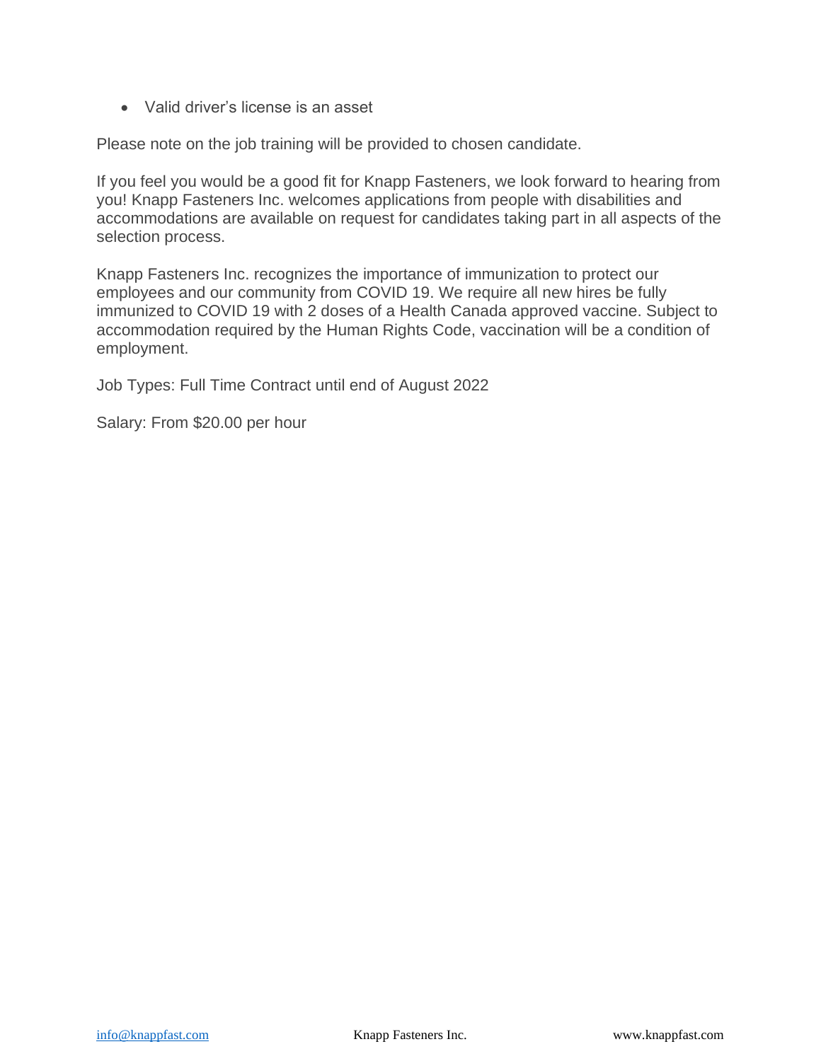- Valid driver's license is an asset

Please note on the job training will be provided to chosen candidate.

If you feel you would be a good fit for Knapp Fasteners, we look forward to hearing from you! Knapp Fasteners Inc. welcomes applications from people with disabilities and accommodations are available on request for candidates taking part in all aspects of the selection process.

Knapp Fasteners Inc. recognizes the importance of immunization to protect our employees and our community from COVID 19. We require all new hires be fully immunized to COVID 19 with 2 doses of a Health Canada approved vaccine. Subject to accommodation required by the Human Rights Code, vaccination will be a condition of employment.

Job Types: Full Time Contract until end of August 2022

Salary: From $20.00 per hour